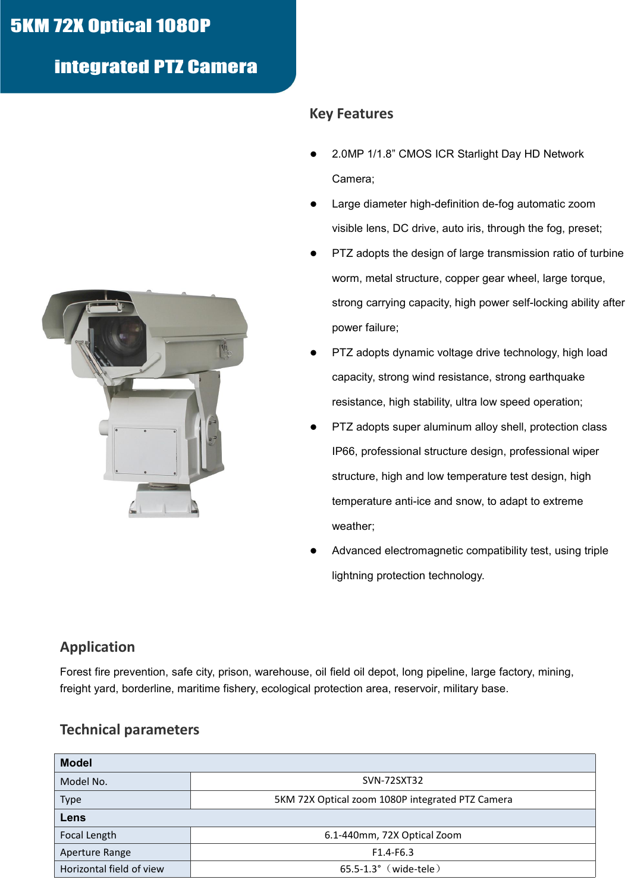# 5KM 72X Optical 1080P integrated PTZ Camera

## Key Features

- 2.0MP 1/1.8” CMOS ICR Starlight Day HD Network Camera;
- Large diameter high-definition de-fog automatic zoom visible lens, DC drive, auto iris, through the fog, preset;
- PTZ adopts the design of large transmission ratio of turbine worm, metal structure, copper gear wheel, large torque, strong carrying capacity, high power self-locking ability after power failure;
- PTZ adopts dynamic voltage drive technology, high load capacity, strong wind resistance, strong earthquake resistance, high stability, ultra low speed operation;
- PTZ adopts super aluminum alloy shell, protection class IP66, professional structure design, professional wiper structure, high and low temperature test design, high temperature anti-ice and snow, to adapt to extreme weather;
- Advanced electromagnetic compatibility test, using triple lightning protection technology.

## Application

Forest fire prevention, safe city, prison, warehouse, oil field oil depot, long pipeline, large factory, mining, freight yard, borderline, maritime fishery, ecological protection area, reservoir, military base.

## Technical parameters

| **Model** | |
|---|---|
| Model No. | SVN-72SXT32 |
| Type | 5KM 72X Optical zoom 1080P integrated PTZ Camera |
| **Lens** | |
| Focal Length | 6.1-440mm, 72X Optical Zoom |
| Aperture Range | F1.4-F6.3 |
| Horizontal field of view | 65.5-1.3°（wide-tele） |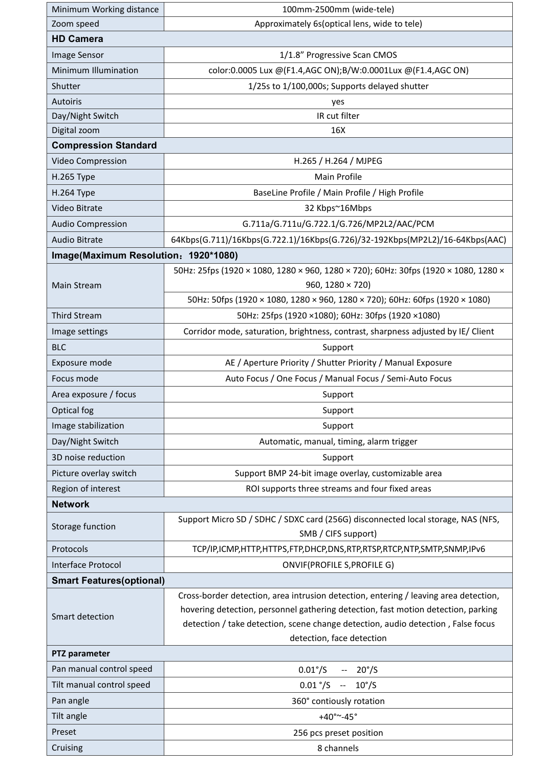| | |
|---|---|
| Minimum Working distance | 100mm-2500mm (wide-tele) |
| Zoom speed | Approximately 6s(optical lens, wide to tele) |
| **HD Camera** | |
| Image Sensor | 1/1.8” Progressive Scan CMOS |
| Minimum Illumination | color:0.0005 Lux @(F1.4,AGC ON);B/W:0.0001Lux @(F1.4,AGC ON) |
| Shutter | 1/25s to 1/100,000s; Supports delayed shutter |
| Autoiris | yes |
| Day/Night Switch | IR cut filter |
| Digital zoom | 16X |
| **Compression Standard** | |
| Video Compression | H.265 / H.264 / MJPEG |
| H.265 Type | Main Profile |
| H.264 Type | BaseLine Profile / Main Profile / High Profile |
| Video Bitrate | 32 Kbps~16Mbps |
| Audio Compression | G.711a/G.711u/G.722.1/G.726/MP2L2/AAC/PCM |
| Audio Bitrate | 64Kbps(G.711)/16Kbps(G.722.1)/16Kbps(G.726)/32-192Kbps(MP2L2)/16-64Kbps(AAC) |
| **Image(Maximum Resolution：1920*1080)** | |
| Main Stream | 50Hz: 25fps (1920 × 1080, 1280 × 960, 1280 × 720); 60Hz: 30fps (1920 × 1080, 1280 × 960, 1280 × 720) |
| | 50Hz: 50fps (1920 × 1080, 1280 × 960, 1280 × 720); 60Hz: 60fps (1920 × 1080) |
| Third Stream | 50Hz: 25fps (1920 ×1080); 60Hz: 30fps (1920 ×1080) |
| Image settings | Corridor mode, saturation, brightness, contrast, sharpness adjusted by IE/ Client |
| BLC | Support |
| Exposure mode | AE / Aperture Priority / Shutter Priority / Manual Exposure |
| Focus mode | Auto Focus / One Focus / Manual Focus / Semi-Auto Focus |
| Area exposure / focus | Support |
| Optical fog | Support |
| Image stabilization | Support |
| Day/Night Switch | Automatic, manual, timing, alarm trigger |
| 3D noise reduction | Support |
| Picture overlay switch | Support BMP 24-bit image overlay, customizable area |
| Region of interest | ROI supports three streams and four fixed areas |
| **Network** | |
| Storage function | Support Micro SD / SDHC / SDXC card (256G) disconnected local storage, NAS (NFS, SMB / CIFS support) |
| Protocols | TCP/IP,ICMP,HTTP,HTTPS,FTP,DHCP,DNS,RTP,RTSP,RTCP,NTP,SMTP,SNMP,IPv6 |
| Interface Protocol | ONVIF(PROFILE S,PROFILE G) |
| **Smart Features(optional)** | |
| Smart detection | Cross-border detection, area intrusion detection, entering / leaving area detection, hovering detection, personnel gathering detection, fast motion detection, parking detection / take detection, scene change detection, audio detection , False focus detection, face detection |
| **PTZ parameter** | |
| Pan manual control speed | 0.01°/S -- 20°/S |
| Tilt manual control speed | 0.01 °/S -- 10°/S |
| Pan angle | 360° contiously rotation |
| Tilt angle | +40°~-45° |
| Preset | 256 pcs preset position |
| Cruising | 8 channels |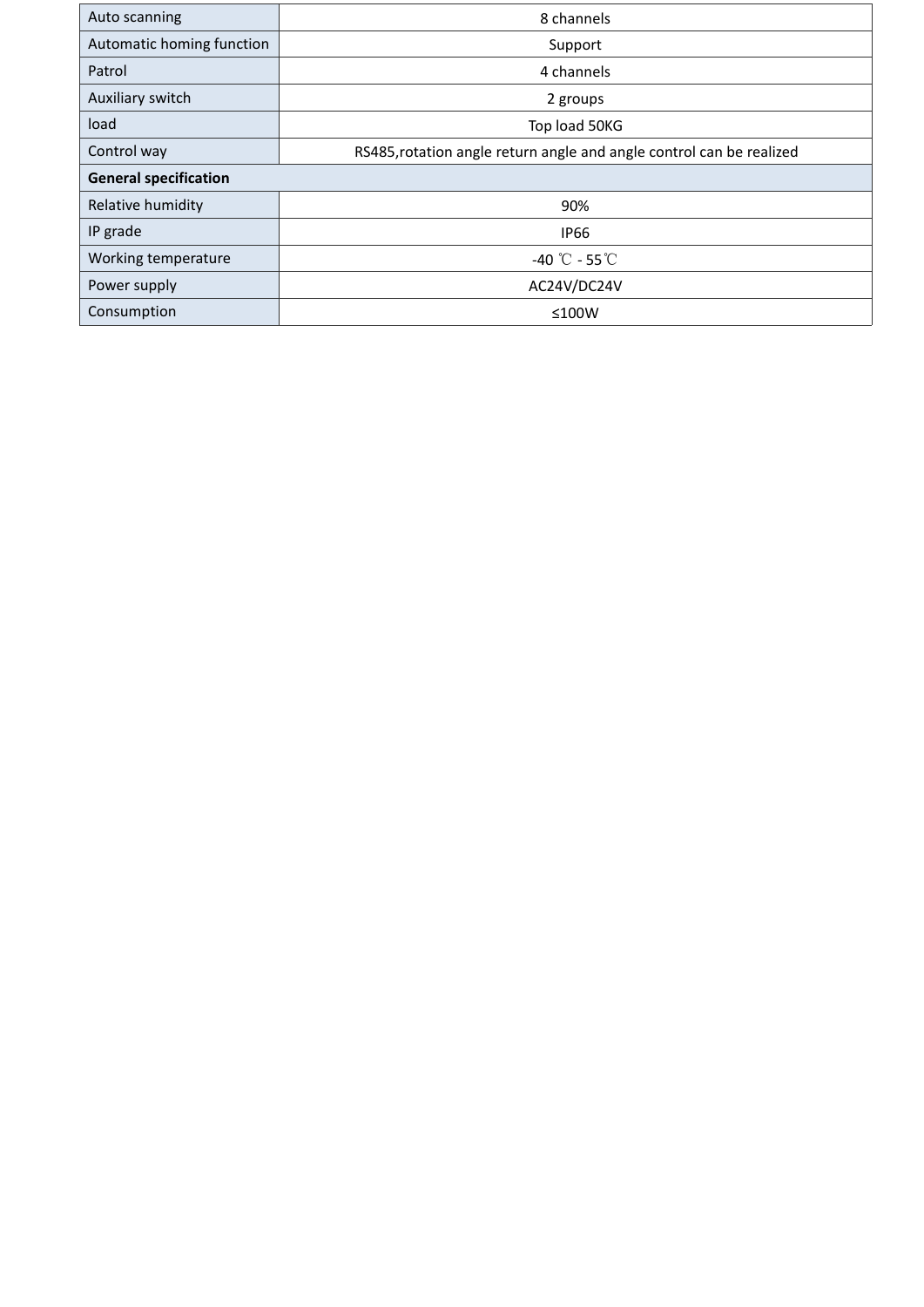| | |
|---|---|
| Auto scanning | 8 channels |
| Automatic homing function | Support |
| Patrol | 4 channels |
| Auxiliary switch | 2 groups |
| load | Top load 50KG |
| Control way | RS485,rotation angle return angle and angle control can be realized |
| **General specification** | |
| Relative humidity | 90% |
| IP grade | IP66 |
| Working temperature | -40 ℃ - 55℃ |
| Power supply | AC24V/DC24V |
| Consumption | ≤100W |